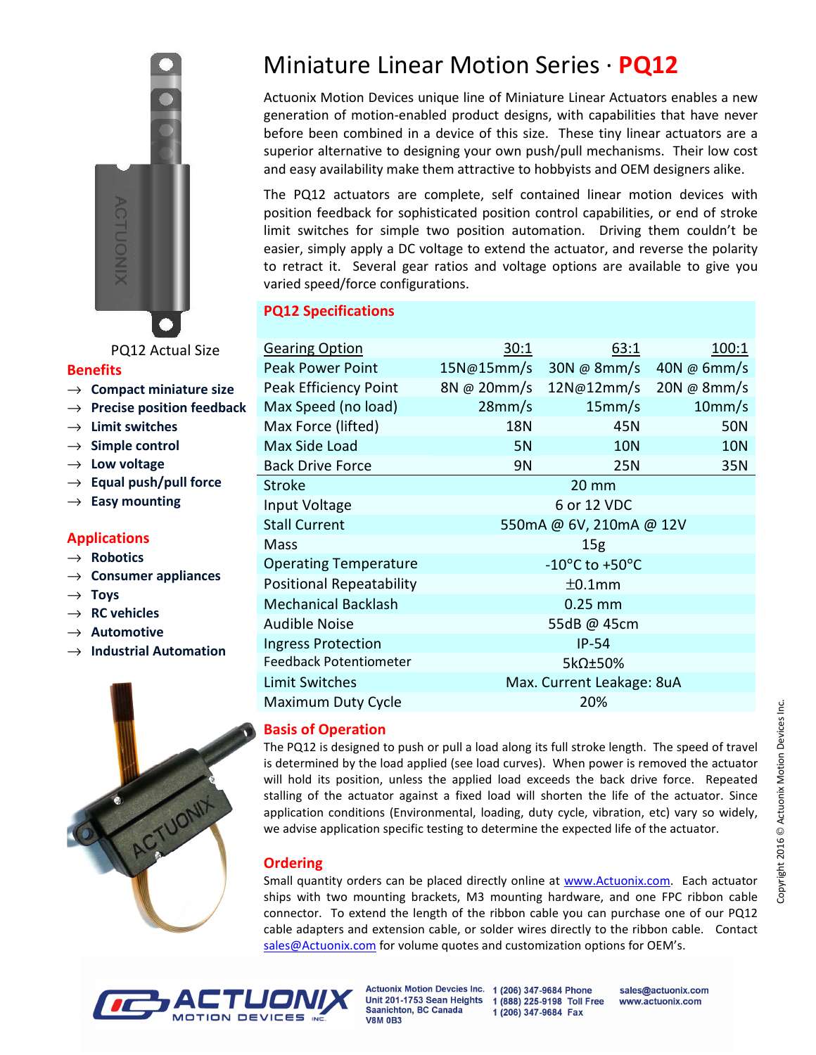# Miniature Linear Motion Series · PQ12

Actuonix Motion Devices unique line of Miniature Linear Actuators enables a new generation of motion-enabled product designs, with capabilities that have never before been combined in a device of this size. These tiny linear actuators are a superior alternative to designing your own push/pull mechanisms. Their low cost and easy availability make them attractive to hobbyists and OEM designers alike.

The PQ12 actuators are complete, self contained linear motion devices with position feedback for sophisticated position control capabilities, or end of stroke limit switches for simple two position automation. Driving them couldn't be easier, simply apply a DC voltage to extend the actuator, and reverse the polarity to retract it. Several gear ratios and voltage options are available to give you varied speed/force configurations.

PQ12 Actual Size

## Benefits

- → **Compact miniature size**
- → **Precise position feedback**
- → **Limit switches**
- → **Simple control**
- → **Low voltage**
- → **Equal push/pull force**
- → **Easy mounting**

## Applications

- → **Robotics**
- → **Consumer appliances**
- → **Toys**
- → **RC vehicles**
- → **Automotive**
- → **Industrial Automation**

## PQ12 Specifications

| Gearing Option | 30:1 | 63:1 | 100:1 |
|---|---|---|---|
| Peak Power Point | 15N@15mm/s | 30N @ 8mm/s | 40N @ 6mm/s |
| Peak Efficiency Point | 8N @ 20mm/s | 12N@12mm/s | 20N @ 8mm/s |
| Max Speed (no load) | 28mm/s | 15mm/s | 10mm/s |
| Max Force (lifted) | 18N | 45N | 50N |
| Max Side Load | 5N | 10N | 10N |
| Back Drive Force | 9N | 25N | 35N |
| Stroke | 20 mm | | |
| Input Voltage | 6 or 12 VDC | | |
| Stall Current | 550mA @ 6V, 210mA @ 12V | | |
| Mass | 15g | | |
| Operating Temperature | -10°C to +50°C | | |
| Positional Repeatability | ±0.1mm | | |
| Mechanical Backlash | 0.25 mm | | |
| Audible Noise | 55dB @ 45cm | | |
| Ingress Protection | IP-54 | | |
| Feedback Potentiometer | 5kΩ±50% | | |
| Limit Switches | Max. Current Leakage: 8uA | | |
| Maximum Duty Cycle | 20% | | |

## Basis of Operation

The PQ12 is designed to push or pull a load along its full stroke length. The speed of travel is determined by the load applied (see load curves). When power is removed the actuator will hold its position, unless the applied load exceeds the back drive force. Repeated stalling of the actuator against a fixed load will shorten the life of the actuator. Since application conditions (Environmental, loading, duty cycle, vibration, etc) vary so widely, we advise application specific testing to determine the expected life of the actuator.

## Ordering

Small quantity orders can be placed directly online at www.Actuonix.com. Each actuator ships with two mounting brackets, M3 mounting hardware, and one FPC ribbon cable connector. To extend the length of the ribbon cable you can purchase one of our PQ12 cable adapters and extension cable, or solder wires directly to the ribbon cable. Contact sales@Actuonix.com for volume quotes and customization options for OEM's.

Copyright 2016 © Actuonix Motion Devices Inc.

ACTUONIX MOTION DEVICES INC.

Actuonix Motion Devcies Inc.
Unit 201-1753 Sean Heights
Saanichton, BC Canada
V8M 0B3

1 (206) 347-9684 Phone
1 (888) 225-9198 Toll Free
1 (206) 347-9684 Fax

sales@actuonix.com
www.actuonix.com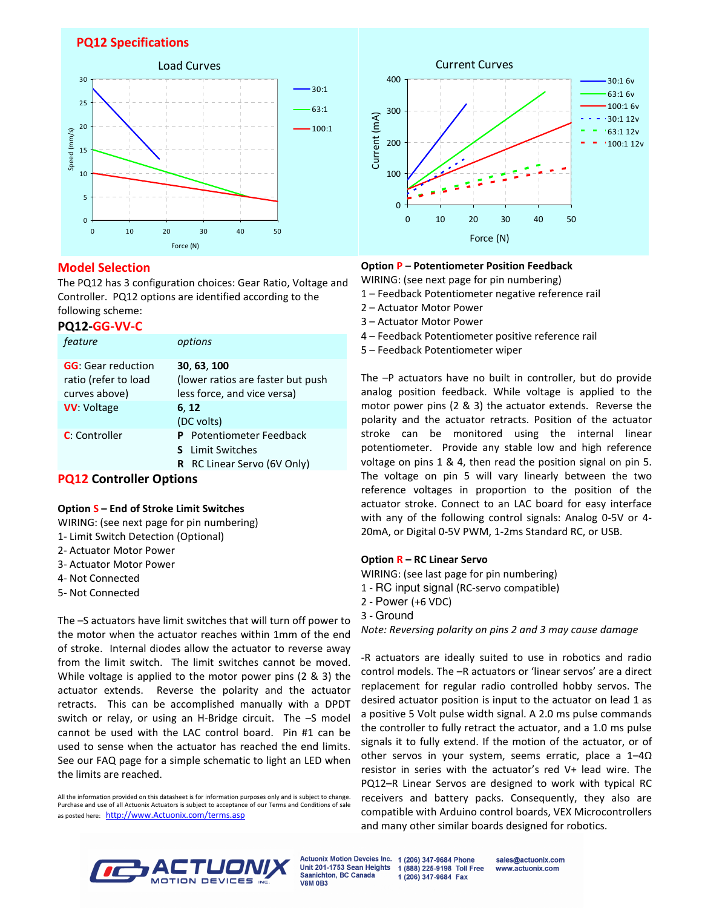## PQ12 Specifications

Load Curves

Current Curves

## Model Selection

The PQ12 has 3 configuration choices: Gear Ratio, Voltage and Controller. PQ12 options are identified according to the following scheme:

### PQ12-GG-VV-C

| *feature* | *options* |
|---|---|
| **GG**: Gear reduction ratio (refer to load curves above) | **30**, **63**, **100** (lower ratios are faster but push less force, and vice versa) |
| **VV**: Voltage | **6**, **12** (DC volts) |
| **C**: Controller | **P** Potentiometer Feedback<br>**S** Limit Switches<br>**R** RC Linear Servo (6V Only) |

## PQ12 Controller Options

**Option S – End of Stroke Limit Switches**

WIRING: (see next page for pin numbering)

1- Limit Switch Detection (Optional)
2- Actuator Motor Power
3- Actuator Motor Power
4- Not Connected
5- Not Connected

The –S actuators have limit switches that will turn off power to the motor when the actuator reaches within 1mm of the end of stroke. Internal diodes allow the actuator to reverse away from the limit switch. The limit switches cannot be moved. While voltage is applied to the motor power pins (2 & 3) the actuator extends. Reverse the polarity and the actuator retracts. This can be accomplished manually with a DPDT switch or relay, or using an H-Bridge circuit. The –S model cannot be used with the LAC control board. Pin #1 can be used to sense when the actuator has reached the end limits. See our FAQ page for a simple schematic to light an LED when the limits are reached.

All the information provided on this datasheet is for information purposes only and is subject to change. Purchase and use of all Actuonix Actuators is subject to acceptance of our Terms and Conditions of sale as posted here: http://www.Actuonix.com/terms.asp

**Option P – Potentiometer Position Feedback**

WIRING: (see next page for pin numbering)

1 – Feedback Potentiometer negative reference rail
2 – Actuator Motor Power
3 – Actuator Motor Power
4 – Feedback Potentiometer positive reference rail
5 – Feedback Potentiometer wiper

The –P actuators have no built in controller, but do provide analog position feedback. While voltage is applied to the motor power pins (2 & 3) the actuator extends. Reverse the polarity and the actuator retracts. Position of the actuator stroke can be monitored using the internal linear potentiometer. Provide any stable low and high reference voltage on pins 1 & 4, then read the position signal on pin 5. The voltage on pin 5 will vary linearly between the two reference voltages in proportion to the position of the actuator stroke. Connect to an LAC board for easy interface with any of the following control signals: Analog 0-5V or 4-20mA, or Digital 0-5V PWM, 1-2ms Standard RC, or USB.

**Option R – RC Linear Servo**

WIRING: (see last page for pin numbering)

1 - RC input signal (RC-servo compatible)
2 - Power (+6 VDC)
3 - Ground

*Note: Reversing polarity on pins 2 and 3 may cause damage*

-R actuators are ideally suited to use in robotics and radio control models. The –R actuators or 'linear servos' are a direct replacement for regular radio controlled hobby servos. The desired actuator position is input to the actuator on lead 1 as a positive 5 Volt pulse width signal. A 2.0 ms pulse commands the controller to fully retract the actuator, and a 1.0 ms pulse signals it to fully extend. If the motion of the actuator, or of other servos in your system, seems erratic, place a 1–4Ω resistor in series with the actuator's red V+ lead wire. The PQ12–R Linear Servos are designed to work with typical RC receivers and battery packs. Consequently, they also are compatible with Arduino control boards, VEX Microcontrollers and many other similar boards designed for robotics.

Actuonix Motion Devcies Inc. Unit 201-1753 Sean Heights Saanichton, BC Canada V8M 0B3 | 1 (206) 347-9684 Phone | 1 (888) 225-9198 Toll Free | 1 (206) 347-9684 Fax | sales@actuonix.com | www.actuonix.com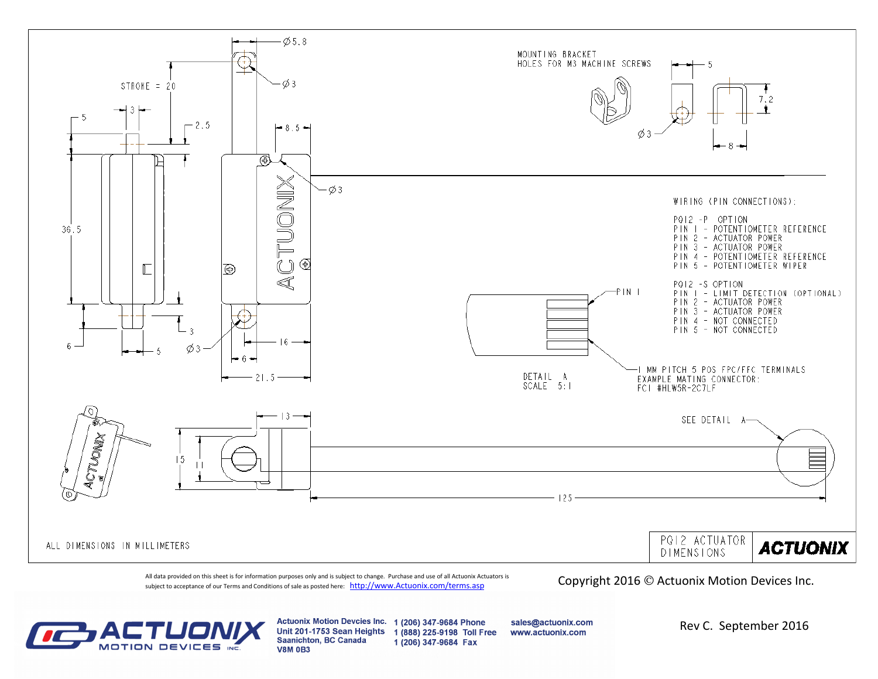MOUNTING BRACKET
HOLES FOR M3 MACHINE SCREWS

Ø5.8

Ø3

STROKE = 20

5

3

2.5

8.5

5

7.2

Ø3

8

Ø3

36.5

ACTUONIX

WIRING (PIN CONNECTIONS):

PQ12 -P OPTION
PIN 1 - POTENTIOMETER REFERENCE
PIN 2 - ACTUATOR POWER
PIN 3 - ACTUATOR POWER
PIN 4 - POTENTIOMETER REFERENCE
PIN 5 - POTENTIOMETER WIPER

PQ12 -S OPTION
PIN 1 - LIMIT DETECTION (OPTIONAL)
PIN 2 - ACTUATOR POWER
PIN 3 - ACTUATOR POWER
PIN 4 - NOT CONNECTED
PIN 5 - NOT CONNECTED

PIN 1

3

6

Ø3

16

5

6

21.5

DETAIL A
SCALE 5:1

1 MM PITCH 5 POS FPC/FFC TERMINALS
EXAMPLE MATING CONNECTOR:
FCI #HLW5R-2C7LF

13

SEE DETAIL A

15

11

125

ALL DIMENSIONS IN MILLIMETERS

PQ12 ACTUATOR DIMENSIONS

ACTUONIX

All data provided on this sheet is for information purposes only and is subject to change. Purchase and use of all Actuonix Actuators is subject to acceptance of our Terms and Conditions of sale as posted here: http://www.Actuonix.com/terms.asp

Copyright 2016 © Actuonix Motion Devices Inc.

ACTUONIX MOTION DEVICES INC.

Actuonix Motion Devcies Inc.
Unit 201-1753 Sean Heights
Saanichton, BC Canada
V8M 0B3

1 (206) 347-9684 Phone
1 (888) 225-9198 Toll Free
1 (206) 347-9684 Fax

sales@actuonix.com
www.actuonix.com

Rev C. September 2016